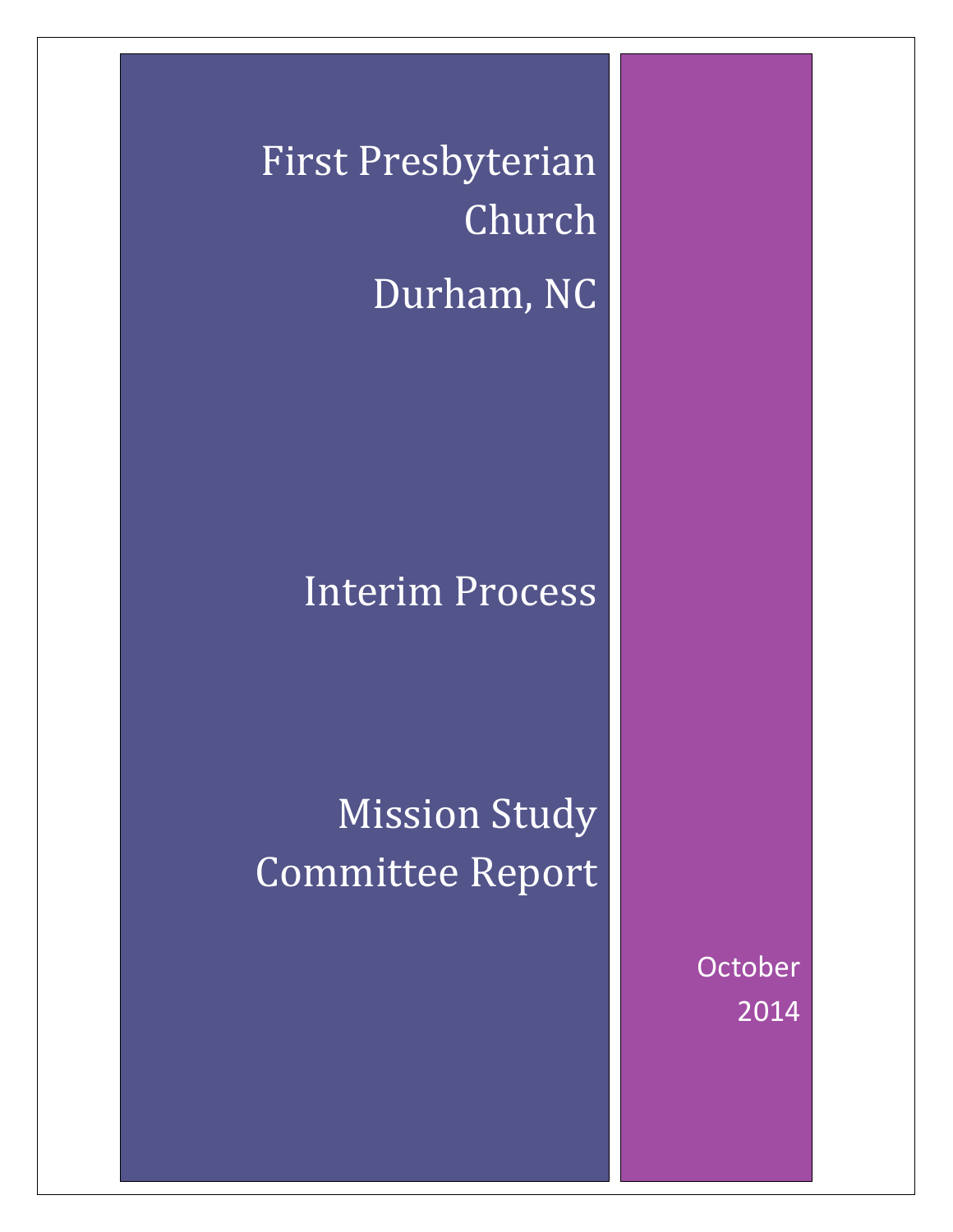# First Presbyterian Church

# Durham, NC

## Interim Process

## Mission Study Committee Report

October 2014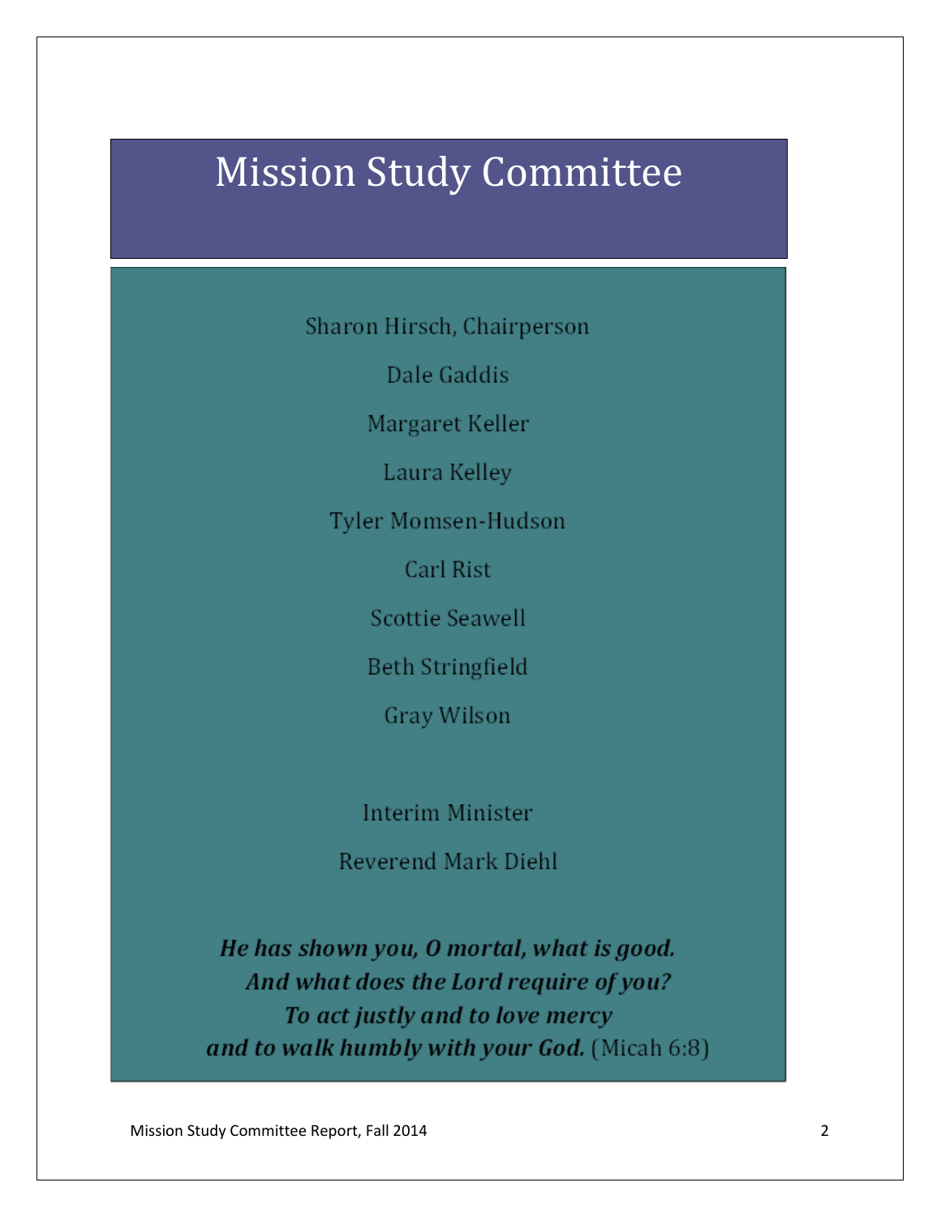# Mission Study Committee

Sharon Hirsch, Chairperson

Dale Gaddis

Margaret Keller

Laura Kelley

Tyler Momsen-Hudson

Carl Rist

Scottie Seawell

Beth Stringfield

Gray Wilson

Interim Minister

Reverend Mark Diehl

***He has shown you, O mortal, what is good.***
***And what does the Lord require of you?***
***To act justly and to love mercy***
***and to walk humbly with your God.*** (Micah 6:8)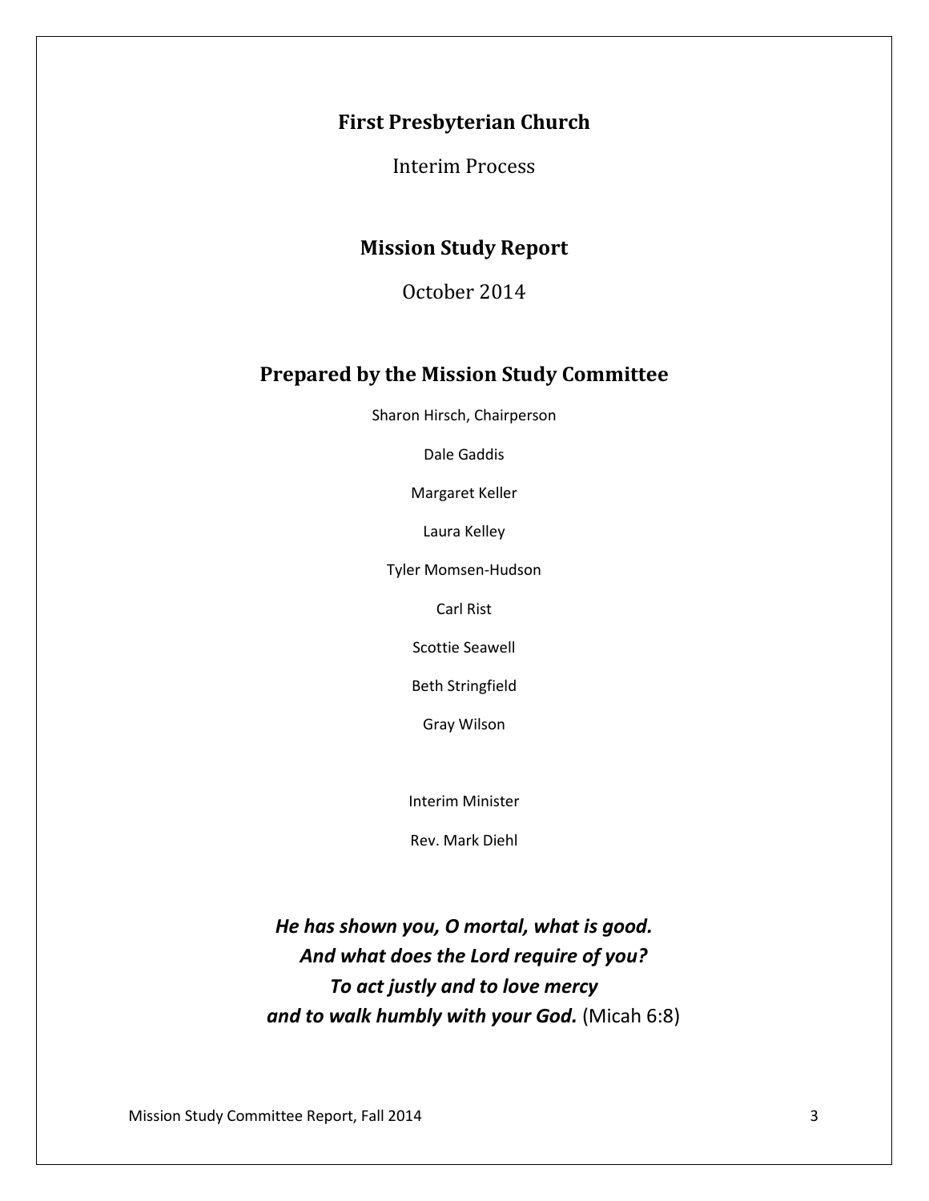# First Presbyterian Church

Interim Process

## Mission Study Report

October 2014

## Prepared by the Mission Study Committee

Sharon Hirsch, Chairperson

Dale Gaddis

Margaret Keller

Laura Kelley

Tyler Momsen-Hudson

Carl Rist

Scottie Seawell

Beth Stringfield

Gray Wilson

Interim Minister

Rev. Mark Diehl

***He has shown you, O mortal, what is good.***
***And what does the Lord require of you?***
***To act justly and to love mercy***
***and to walk humbly with your God.*** (Micah 6:8)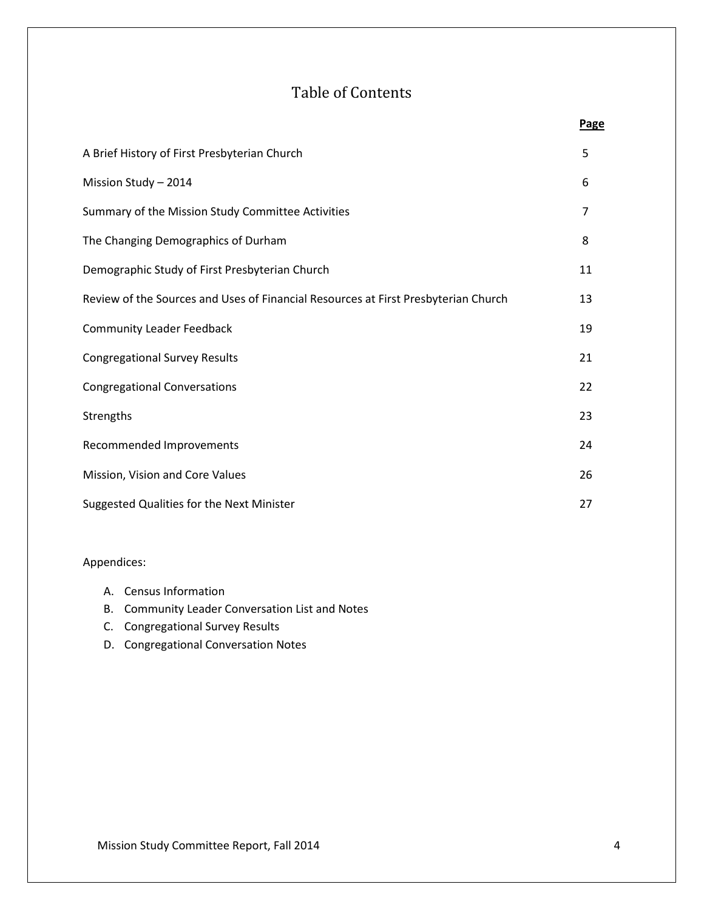# Table of Contents

| | Page |
|---|---|
| A Brief History of First Presbyterian Church | 5 |
| Mission Study – 2014 | 6 |
| Summary of the Mission Study Committee Activities | 7 |
| The Changing Demographics of Durham | 8 |
| Demographic Study of First Presbyterian Church | 11 |
| Review of the Sources and Uses of Financial Resources at First Presbyterian Church | 13 |
| Community Leader Feedback | 19 |
| Congregational Survey Results | 21 |
| Congregational Conversations | 22 |
| Strengths | 23 |
| Recommended Improvements | 24 |
| Mission, Vision and Core Values | 26 |
| Suggested Qualities for the Next Minister | 27 |

Appendices:

A. Census Information
B. Community Leader Conversation List and Notes
C. Congregational Survey Results
D. Congregational Conversation Notes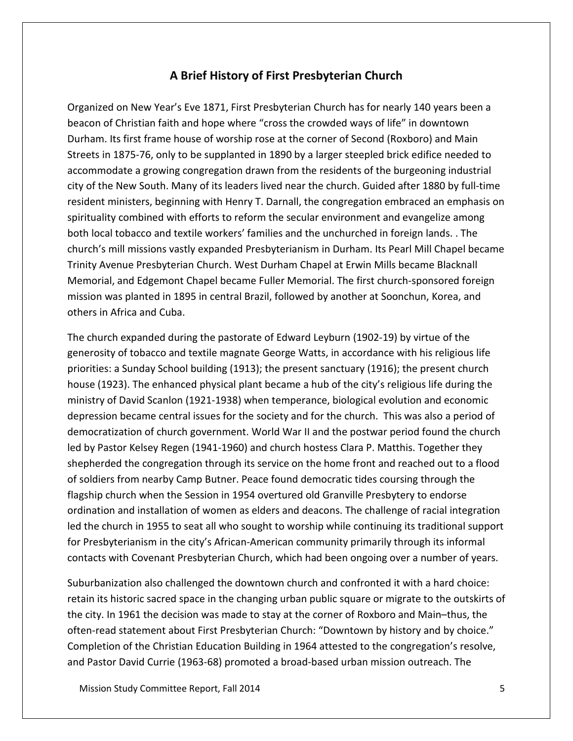## A Brief History of First Presbyterian Church

Organized on New Year's Eve 1871, First Presbyterian Church has for nearly 140 years been a beacon of Christian faith and hope where "cross the crowded ways of life" in downtown Durham. Its first frame house of worship rose at the corner of Second (Roxboro) and Main Streets in 1875-76, only to be supplanted in 1890 by a larger steepled brick edifice needed to accommodate a growing congregation drawn from the residents of the burgeoning industrial city of the New South. Many of its leaders lived near the church. Guided after 1880 by full-time resident ministers, beginning with Henry T. Darnall, the congregation embraced an emphasis on spirituality combined with efforts to reform the secular environment and evangelize among both local tobacco and textile workers' families and the unchurched in foreign lands. . The church's mill missions vastly expanded Presbyterianism in Durham. Its Pearl Mill Chapel became Trinity Avenue Presbyterian Church. West Durham Chapel at Erwin Mills became Blacknall Memorial, and Edgemont Chapel became Fuller Memorial. The first church-sponsored foreign mission was planted in 1895 in central Brazil, followed by another at Soonchun, Korea, and others in Africa and Cuba.

The church expanded during the pastorate of Edward Leyburn (1902-19) by virtue of the generosity of tobacco and textile magnate George Watts, in accordance with his religious life priorities: a Sunday School building (1913); the present sanctuary (1916); the present church house (1923). The enhanced physical plant became a hub of the city's religious life during the ministry of David Scanlon (1921-1938) when temperance, biological evolution and economic depression became central issues for the society and for the church. This was also a period of democratization of church government. World War II and the postwar period found the church led by Pastor Kelsey Regen (1941-1960) and church hostess Clara P. Matthis. Together they shepherded the congregation through its service on the home front and reached out to a flood of soldiers from nearby Camp Butner. Peace found democratic tides coursing through the flagship church when the Session in 1954 overtured old Granville Presbytery to endorse ordination and installation of women as elders and deacons. The challenge of racial integration led the church in 1955 to seat all who sought to worship while continuing its traditional support for Presbyterianism in the city's African-American community primarily through its informal contacts with Covenant Presbyterian Church, which had been ongoing over a number of years.

Suburbanization also challenged the downtown church and confronted it with a hard choice: retain its historic sacred space in the changing urban public square or migrate to the outskirts of the city. In 1961 the decision was made to stay at the corner of Roxboro and Main–thus, the often-read statement about First Presbyterian Church: "Downtown by history and by choice." Completion of the Christian Education Building in 1964 attested to the congregation's resolve, and Pastor David Currie (1963-68) promoted a broad-based urban mission outreach. The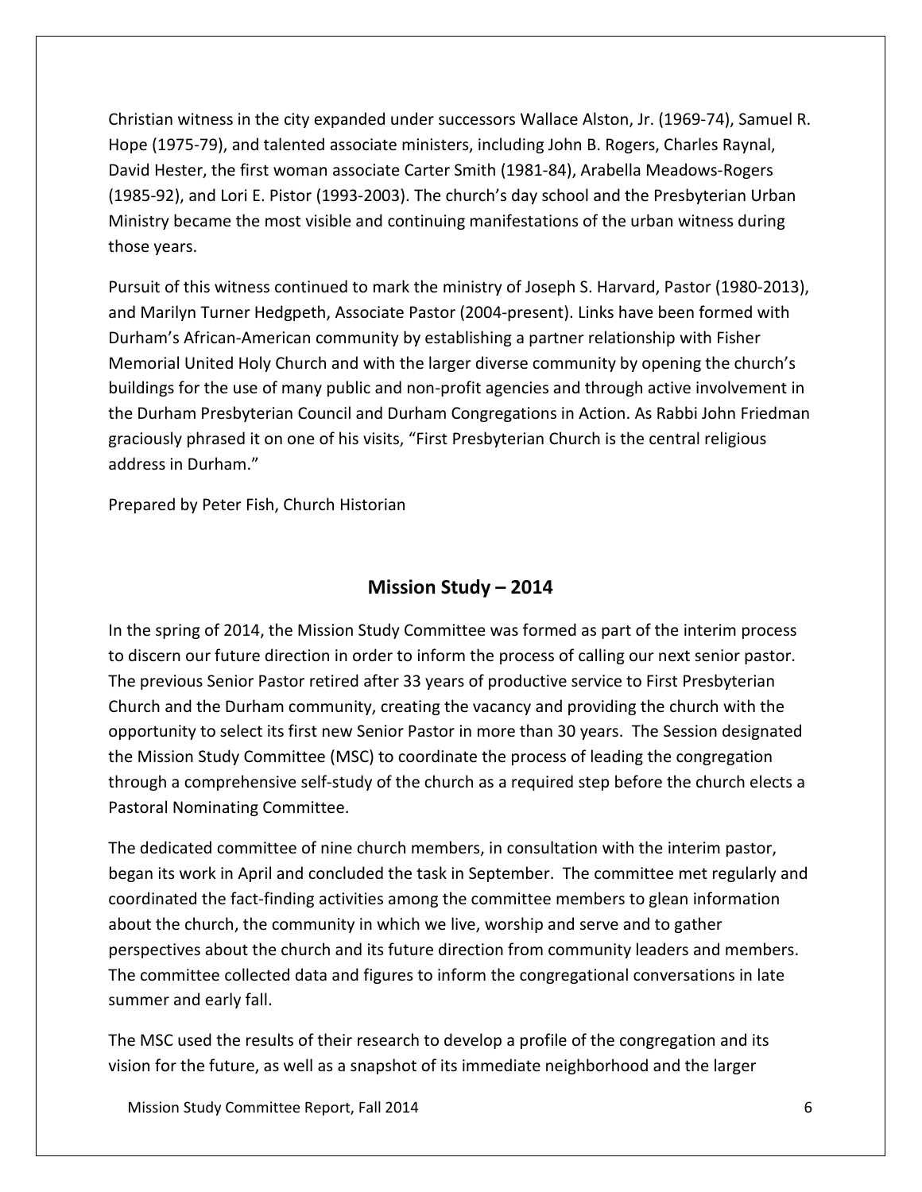Christian witness in the city expanded under successors Wallace Alston, Jr. (1969-74), Samuel R. Hope (1975-79), and talented associate ministers, including John B. Rogers, Charles Raynal, David Hester, the first woman associate Carter Smith (1981-84), Arabella Meadows-Rogers (1985-92), and Lori E. Pistor (1993-2003). The church's day school and the Presbyterian Urban Ministry became the most visible and continuing manifestations of the urban witness during those years.

Pursuit of this witness continued to mark the ministry of Joseph S. Harvard, Pastor (1980-2013), and Marilyn Turner Hedgpeth, Associate Pastor (2004-present). Links have been formed with Durham's African-American community by establishing a partner relationship with Fisher Memorial United Holy Church and with the larger diverse community by opening the church's buildings for the use of many public and non-profit agencies and through active involvement in the Durham Presbyterian Council and Durham Congregations in Action. As Rabbi John Friedman graciously phrased it on one of his visits, "First Presbyterian Church is the central religious address in Durham."

Prepared by Peter Fish, Church Historian

## Mission Study – 2014

In the spring of 2014, the Mission Study Committee was formed as part of the interim process to discern our future direction in order to inform the process of calling our next senior pastor. The previous Senior Pastor retired after 33 years of productive service to First Presbyterian Church and the Durham community, creating the vacancy and providing the church with the opportunity to select its first new Senior Pastor in more than 30 years. The Session designated the Mission Study Committee (MSC) to coordinate the process of leading the congregation through a comprehensive self-study of the church as a required step before the church elects a Pastoral Nominating Committee.

The dedicated committee of nine church members, in consultation with the interim pastor, began its work in April and concluded the task in September. The committee met regularly and coordinated the fact-finding activities among the committee members to glean information about the church, the community in which we live, worship and serve and to gather perspectives about the church and its future direction from community leaders and members. The committee collected data and figures to inform the congregational conversations in late summer and early fall.

The MSC used the results of their research to develop a profile of the congregation and its vision for the future, as well as a snapshot of its immediate neighborhood and the larger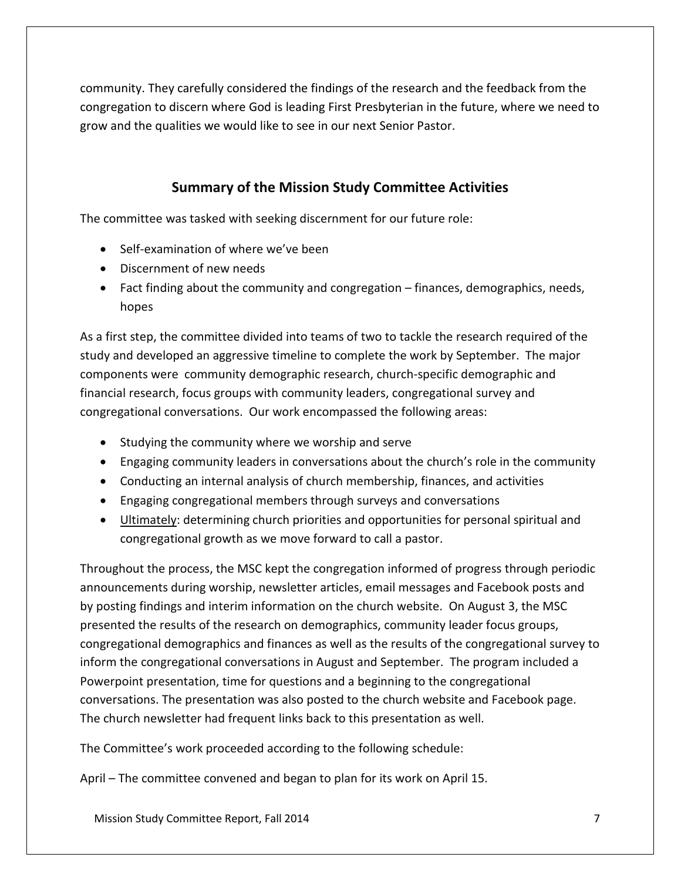community. They carefully considered the findings of the research and the feedback from the congregation to discern where God is leading First Presbyterian in the future, where we need to grow and the qualities we would like to see in our next Senior Pastor.

## Summary of the Mission Study Committee Activities

The committee was tasked with seeking discernment for our future role:

- Self-examination of where we've been
- Discernment of new needs
- Fact finding about the community and congregation – finances, demographics, needs, hopes

As a first step, the committee divided into teams of two to tackle the research required of the study and developed an aggressive timeline to complete the work by September. The major components were community demographic research, church-specific demographic and financial research, focus groups with community leaders, congregational survey and congregational conversations. Our work encompassed the following areas:

- Studying the community where we worship and serve
- Engaging community leaders in conversations about the church's role in the community
- Conducting an internal analysis of church membership, finances, and activities
- Engaging congregational members through surveys and conversations
- <u>Ultimately</u>: determining church priorities and opportunities for personal spiritual and congregational growth as we move forward to call a pastor.

Throughout the process, the MSC kept the congregation informed of progress through periodic announcements during worship, newsletter articles, email messages and Facebook posts and by posting findings and interim information on the church website. On August 3, the MSC presented the results of the research on demographics, community leader focus groups, congregational demographics and finances as well as the results of the congregational survey to inform the congregational conversations in August and September. The program included a Powerpoint presentation, time for questions and a beginning to the congregational conversations. The presentation was also posted to the church website and Facebook page. The church newsletter had frequent links back to this presentation as well.

The Committee's work proceeded according to the following schedule:

April – The committee convened and began to plan for its work on April 15.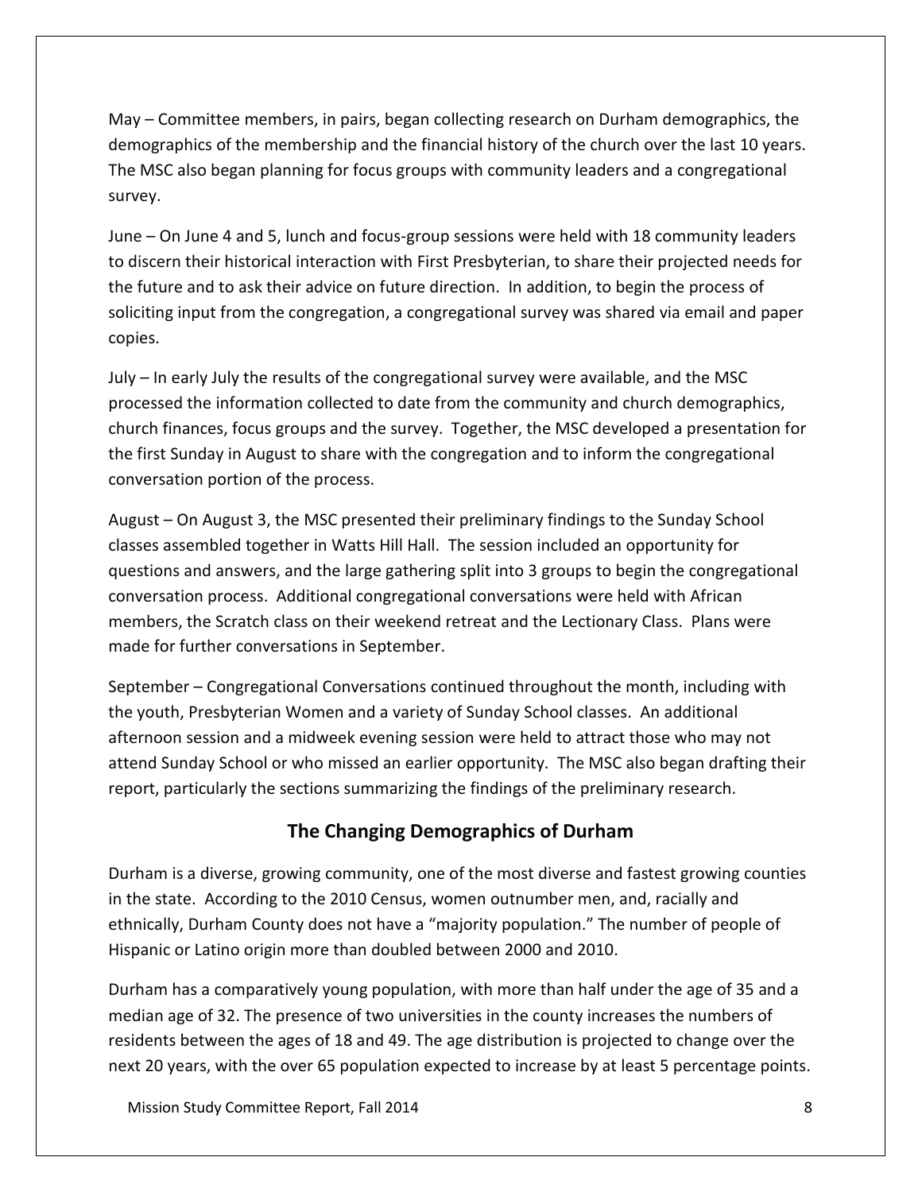May – Committee members, in pairs, began collecting research on Durham demographics, the demographics of the membership and the financial history of the church over the last 10 years. The MSC also began planning for focus groups with community leaders and a congregational survey.

June – On June 4 and 5, lunch and focus-group sessions were held with 18 community leaders to discern their historical interaction with First Presbyterian, to share their projected needs for the future and to ask their advice on future direction. In addition, to begin the process of soliciting input from the congregation, a congregational survey was shared via email and paper copies.

July – In early July the results of the congregational survey were available, and the MSC processed the information collected to date from the community and church demographics, church finances, focus groups and the survey. Together, the MSC developed a presentation for the first Sunday in August to share with the congregation and to inform the congregational conversation portion of the process.

August – On August 3, the MSC presented their preliminary findings to the Sunday School classes assembled together in Watts Hill Hall. The session included an opportunity for questions and answers, and the large gathering split into 3 groups to begin the congregational conversation process. Additional congregational conversations were held with African members, the Scratch class on their weekend retreat and the Lectionary Class. Plans were made for further conversations in September.

September – Congregational Conversations continued throughout the month, including with the youth, Presbyterian Women and a variety of Sunday School classes. An additional afternoon session and a midweek evening session were held to attract those who may not attend Sunday School or who missed an earlier opportunity. The MSC also began drafting their report, particularly the sections summarizing the findings of the preliminary research.

## The Changing Demographics of Durham

Durham is a diverse, growing community, one of the most diverse and fastest growing counties in the state. According to the 2010 Census, women outnumber men, and, racially and ethnically, Durham County does not have a "majority population." The number of people of Hispanic or Latino origin more than doubled between 2000 and 2010.

Durham has a comparatively young population, with more than half under the age of 35 and a median age of 32. The presence of two universities in the county increases the numbers of residents between the ages of 18 and 49. The age distribution is projected to change over the next 20 years, with the over 65 population expected to increase by at least 5 percentage points.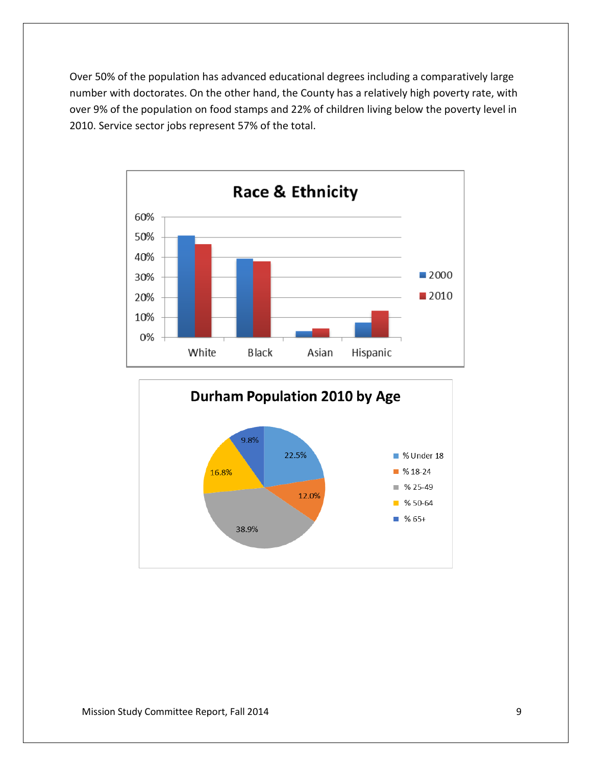Over 50% of the population has advanced educational degrees including a comparatively large number with doctorates. On the other hand, the County has a relatively high poverty rate, with over 9% of the population on food stamps and 22% of children living below the poverty level in 2010. Service sector jobs represent 57% of the total.

**Race & Ethnicity**

**Durham Population 2010 by Age**

| Age group | Percent |
|---|---|
| % Under 18 | 22.5% |
| % 18-24 | 12.0% |
| % 25-49 | 38.9% |
| % 50-64 | 16.8% |
| % 65+ | 9.8% |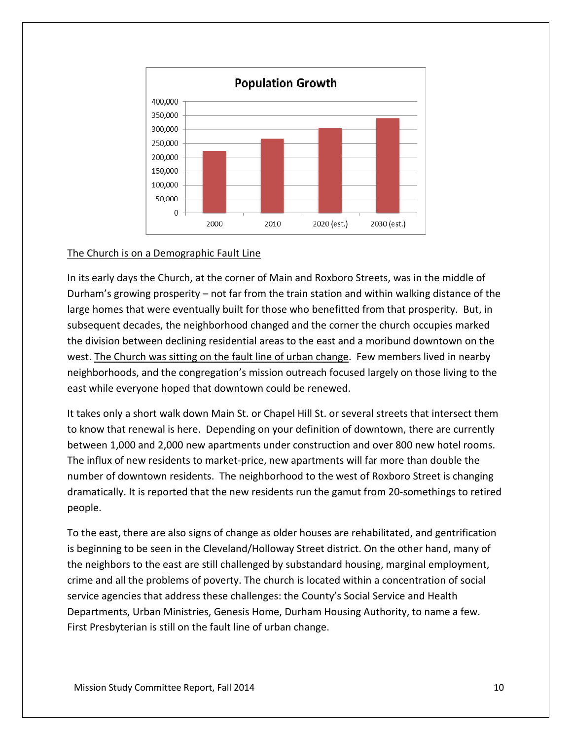**Population Growth**

| Year | Population (approx.) |
|---|---|
| 2000 | ~223,000 |
| 2010 | ~267,000 |
| 2020 (est.) | ~305,000 |
| 2030 (est.) | ~342,000 |

<u>The Church is on a Demographic Fault Line</u>

In its early days the Church, at the corner of Main and Roxboro Streets, was in the middle of Durham's growing prosperity – not far from the train station and within walking distance of the large homes that were eventually built for those who benefitted from that prosperity. But, in subsequent decades, the neighborhood changed and the corner the church occupies marked the division between declining residential areas to the east and a moribund downtown on the west. <u>The Church was sitting on the fault line of urban change</u>. Few members lived in nearby neighborhoods, and the congregation's mission outreach focused largely on those living to the east while everyone hoped that downtown could be renewed.

It takes only a short walk down Main St. or Chapel Hill St. or several streets that intersect them to know that renewal is here. Depending on your definition of downtown, there are currently between 1,000 and 2,000 new apartments under construction and over 800 new hotel rooms. The influx of new residents to market-price, new apartments will far more than double the number of downtown residents. The neighborhood to the west of Roxboro Street is changing dramatically. It is reported that the new residents run the gamut from 20-somethings to retired people.

To the east, there are also signs of change as older houses are rehabilitated, and gentrification is beginning to be seen in the Cleveland/Holloway Street district. On the other hand, many of the neighbors to the east are still challenged by substandard housing, marginal employment, crime and all the problems of poverty. The church is located within a concentration of social service agencies that address these challenges: the County's Social Service and Health Departments, Urban Ministries, Genesis Home, Durham Housing Authority, to name a few. First Presbyterian is still on the fault line of urban change.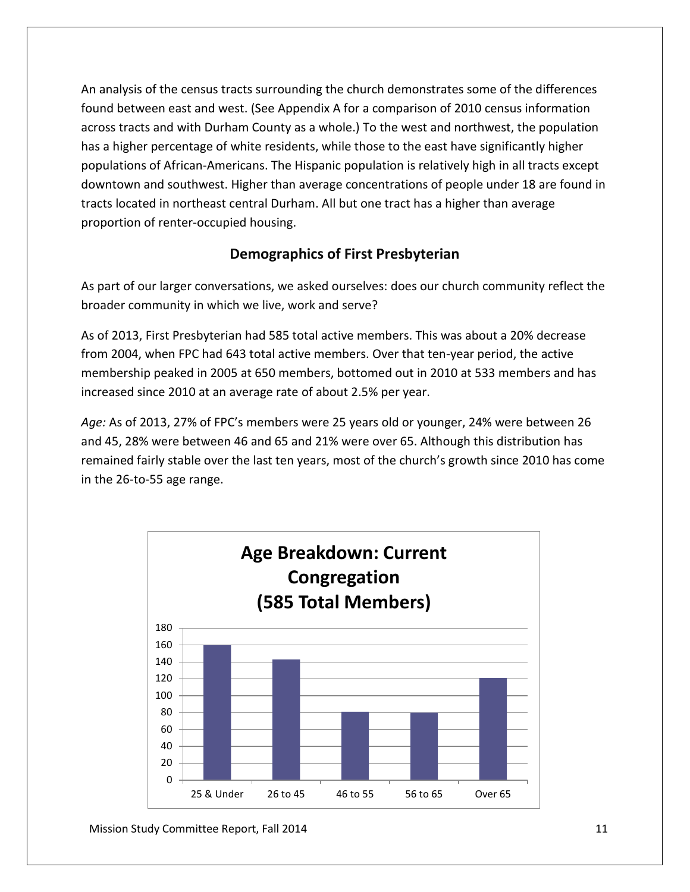An analysis of the census tracts surrounding the church demonstrates some of the differences found between east and west. (See Appendix A for a comparison of 2010 census information across tracts and with Durham County as a whole.) To the west and northwest, the population has a higher percentage of white residents, while those to the east have significantly higher populations of African-Americans. The Hispanic population is relatively high in all tracts except downtown and southwest. Higher than average concentrations of people under 18 are found in tracts located in northeast central Durham. All but one tract has a higher than average proportion of renter-occupied housing.

## Demographics of First Presbyterian

As part of our larger conversations, we asked ourselves: does our church community reflect the broader community in which we live, work and serve?

As of 2013, First Presbyterian had 585 total active members. This was about a 20% decrease from 2004, when FPC had 643 total active members. Over that ten-year period, the active membership peaked in 2005 at 650 members, bottomed out in 2010 at 533 members and has increased since 2010 at an average rate of about 2.5% per year.

*Age:* As of 2013, 27% of FPC's members were 25 years old or younger, 24% were between 26 and 45, 28% were between 46 and 65 and 21% were over 65. Although this distribution has remained fairly stable over the last ten years, most of the church's growth since 2010 has come in the 26-to-55 age range.

**Age Breakdown: Current Congregation (585 Total Members)**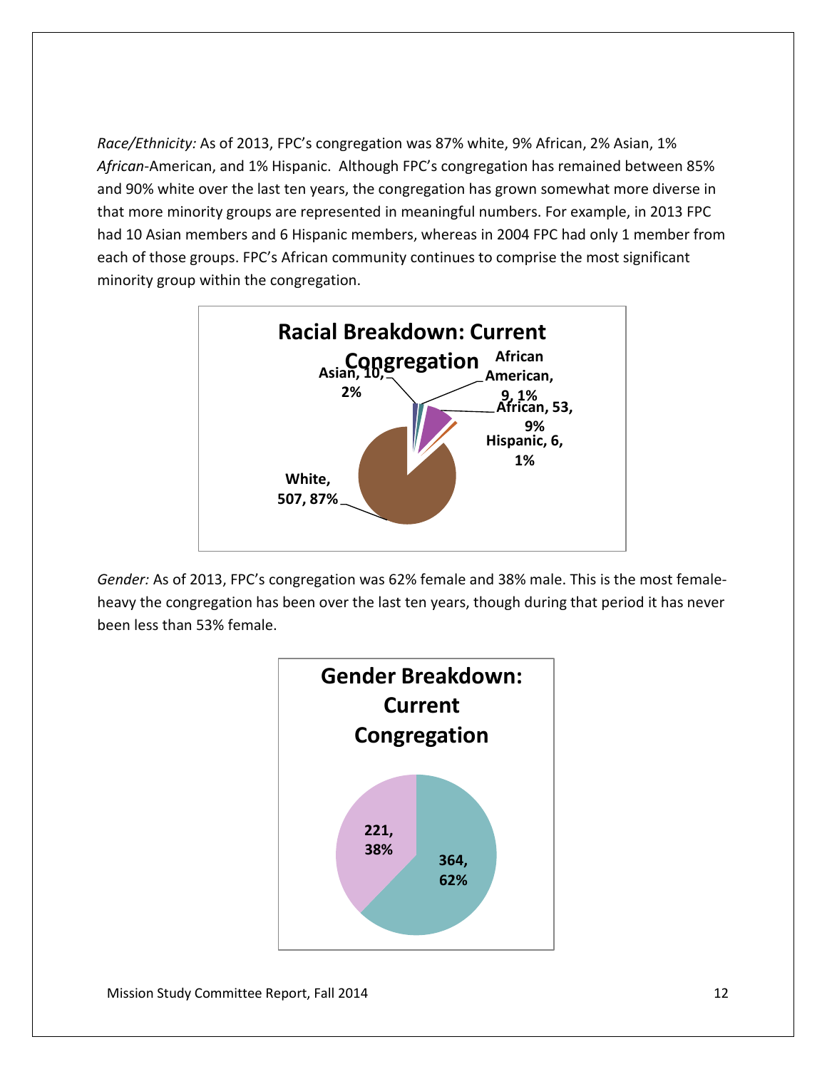*Race/Ethnicity:* As of 2013, FPC's congregation was 87% white, 9% African, 2% Asian, 1% *African*-American, and 1% Hispanic. Although FPC's congregation has remained between 85% and 90% white over the last ten years, the congregation has grown somewhat more diverse in that more minority groups are represented in meaningful numbers. For example, in 2013 FPC had 10 Asian members and 6 Hispanic members, whereas in 2004 FPC had only 1 member from each of those groups. FPC's African community continues to comprise the most significant minority group within the congregation.

**Racial Breakdown: Current Congregation**

| Group | Count | Percent |
|---|---|---|
| White | 507 | 87% |
| African | 53 | 9% |
| Asian | 10 | 2% |
| African American | 9 | 1% |
| Hispanic | 6 | 1% |

*Gender:* As of 2013, FPC's congregation was 62% female and 38% male. This is the most female-heavy the congregation has been over the last ten years, though during that period it has never been less than 53% female.

**Gender Breakdown: Current Congregation**

| Count | Percent |
|---|---|
| 364 | 62% |
| 221 | 38% |

Mission Study Committee Report, Fall 2014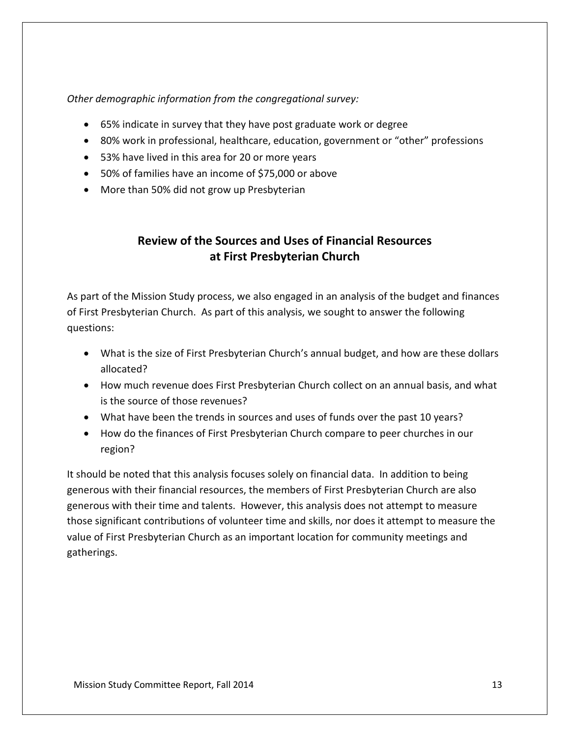*Other demographic information from the congregational survey:*

- 65% indicate in survey that they have post graduate work or degree
- 80% work in professional, healthcare, education, government or "other" professions
- 53% have lived in this area for 20 or more years
- 50% of families have an income of $75,000 or above
- More than 50% did not grow up Presbyterian

## Review of the Sources and Uses of Financial Resources at First Presbyterian Church

As part of the Mission Study process, we also engaged in an analysis of the budget and finances of First Presbyterian Church. As part of this analysis, we sought to answer the following questions:

- What is the size of First Presbyterian Church's annual budget, and how are these dollars allocated?
- How much revenue does First Presbyterian Church collect on an annual basis, and what is the source of those revenues?
- What have been the trends in sources and uses of funds over the past 10 years?
- How do the finances of First Presbyterian Church compare to peer churches in our region?

It should be noted that this analysis focuses solely on financial data. In addition to being generous with their financial resources, the members of First Presbyterian Church are also generous with their time and talents. However, this analysis does not attempt to measure those significant contributions of volunteer time and skills, nor does it attempt to measure the value of First Presbyterian Church as an important location for community meetings and gatherings.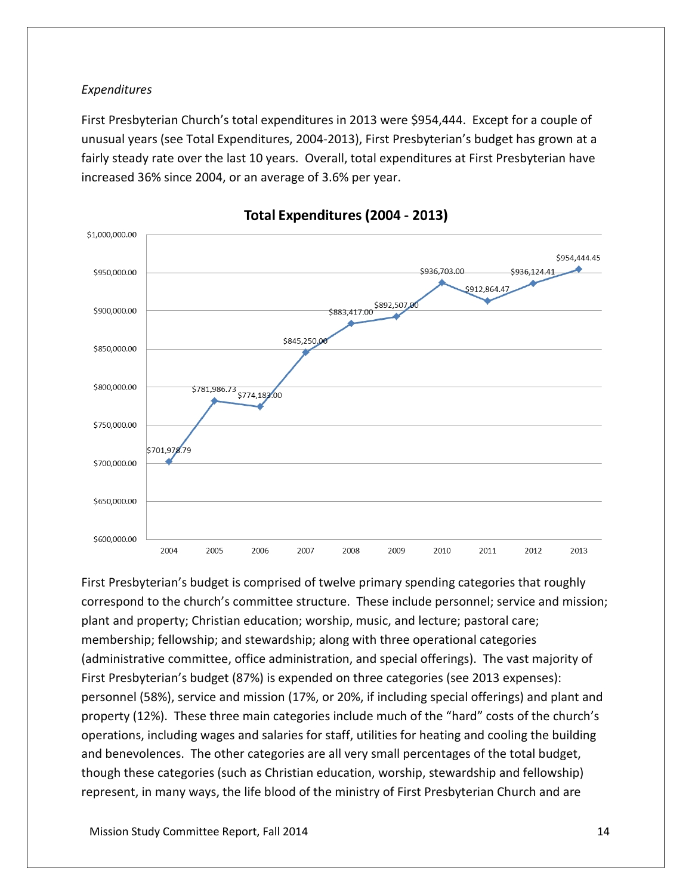*Expenditures*

First Presbyterian Church's total expenditures in 2013 were $954,444. Except for a couple of unusual years (see Total Expenditures, 2004-2013), First Presbyterian's budget has grown at a fairly steady rate over the last 10 years. Overall, total expenditures at First Presbyterian have increased 36% since 2004, or an average of 3.6% per year.

**Total Expenditures (2004 - 2013)**

| Year | Total Expenditures |
|---|---|
| 2004 | $701,978.79 |
| 2005 | $781,986.73 |
| 2006 | $774,183.00 |
| 2007 | $845,250.00 |
| 2008 | $883,417.00 |
| 2009 | $892,507.00 |
| 2010 | $936,703.00 |
| 2011 | $912,864.47 |
| 2012 | $936,124.41 |
| 2013 | $954,444.45 |

First Presbyterian's budget is comprised of twelve primary spending categories that roughly correspond to the church's committee structure. These include personnel; service and mission; plant and property; Christian education; worship, music, and lecture; pastoral care; membership; fellowship; and stewardship; along with three operational categories (administrative committee, office administration, and special offerings). The vast majority of First Presbyterian's budget (87%) is expended on three categories (see 2013 expenses): personnel (58%), service and mission (17%, or 20%, if including special offerings) and plant and property (12%). These three main categories include much of the "hard" costs of the church's operations, including wages and salaries for staff, utilities for heating and cooling the building and benevolences. The other categories are all very small percentages of the total budget, though these categories (such as Christian education, worship, stewardship and fellowship) represent, in many ways, the life blood of the ministry of First Presbyterian Church and are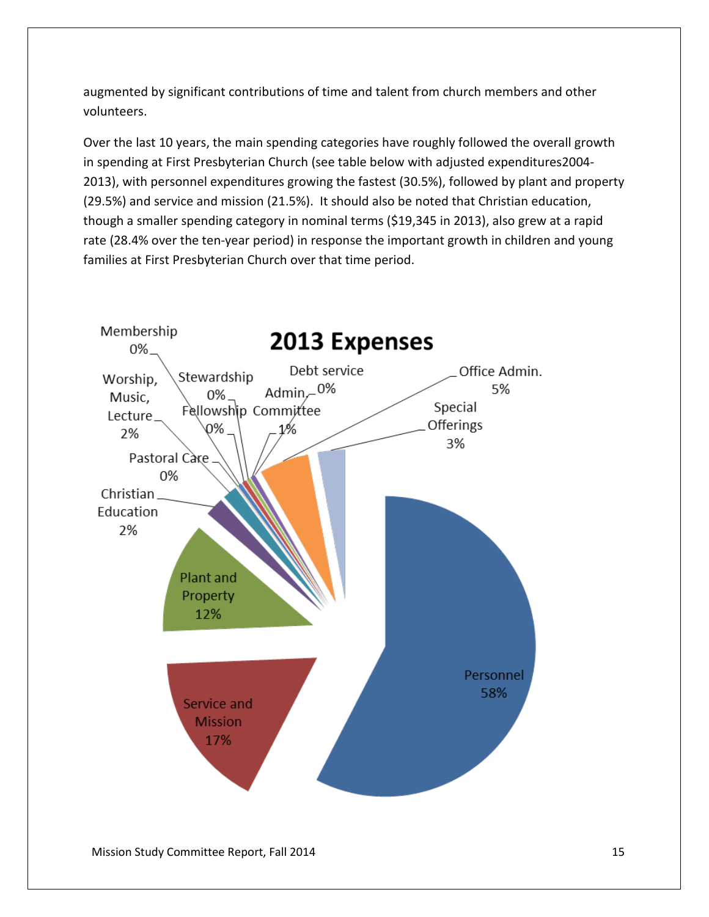augmented by significant contributions of time and talent from church members and other volunteers.

Over the last 10 years, the main spending categories have roughly followed the overall growth in spending at First Presbyterian Church (see table below with adjusted expenditures2004-2013), with personnel expenditures growing the fastest (30.5%), followed by plant and property (29.5%) and service and mission (21.5%). It should also be noted that Christian education, though a smaller spending category in nominal terms ($19,345 in 2013), also grew at a rapid rate (28.4% over the ten-year period) in response the important growth in children and young families at First Presbyterian Church over that time period.

**2013 Expenses**

| Category | Share |
|---|---|
| Personnel | 58% |
| Service and Mission | 17% |
| Plant and Property | 12% |
| Christian Education | 2% |
| Pastoral Care | 0% |
| Worship, Music, Lecture | 2% |
| Membership | 0% |
| Fellowship | 0% |
| Stewardship | 0% |
| Admin. Committee | 1% |
| Debt service | 0% |
| Office Admin. | 5% |
| Special Offerings | 3% |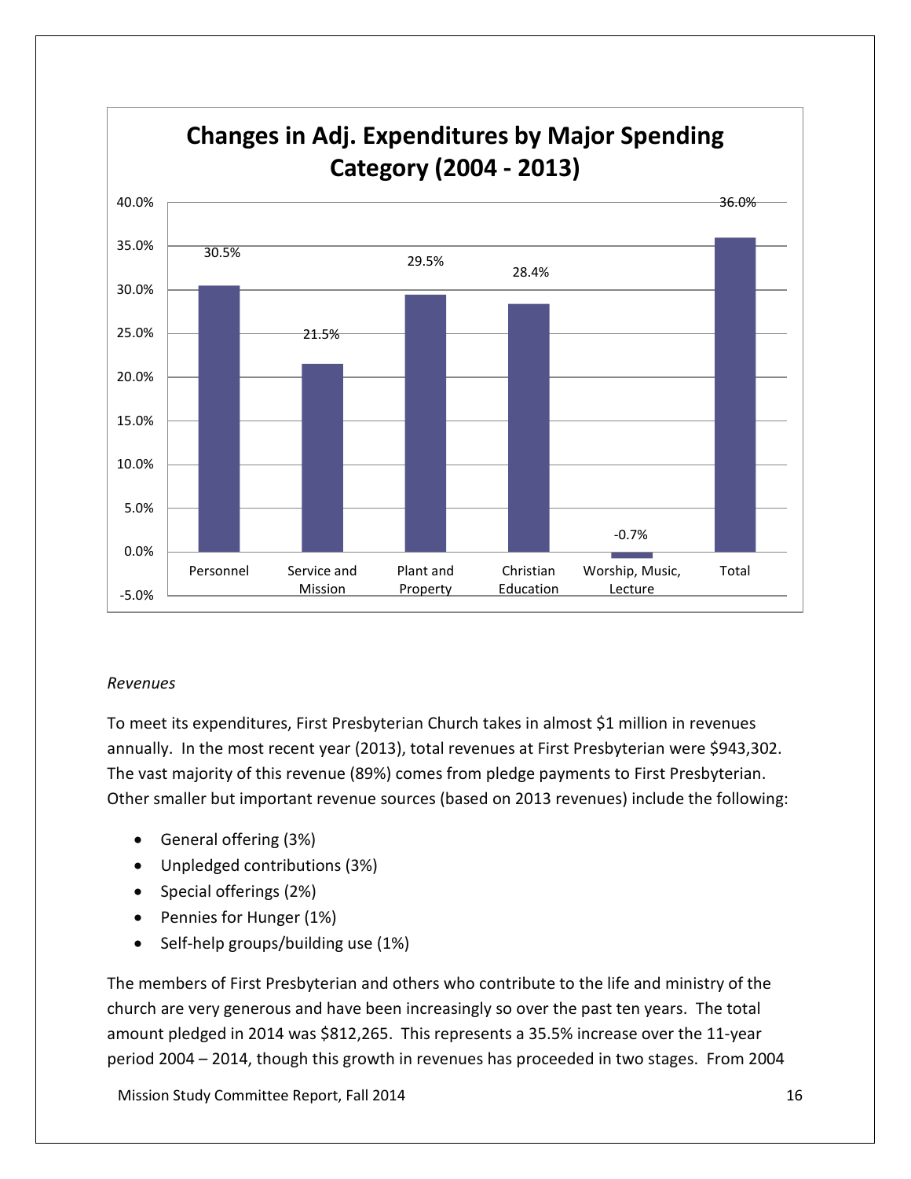**Changes in Adj. Expenditures by Major Spending Category (2004 - 2013)**

| Category | Change |
|---|---|
| Personnel | 30.5% |
| Service and Mission | 21.5% |
| Plant and Property | 29.5% |
| Christian Education | 28.4% |
| Worship, Music, Lecture | -0.7% |
| Total | 36.0% |

*Revenues*

To meet its expenditures, First Presbyterian Church takes in almost $1 million in revenues annually. In the most recent year (2013), total revenues at First Presbyterian were $943,302. The vast majority of this revenue (89%) comes from pledge payments to First Presbyterian. Other smaller but important revenue sources (based on 2013 revenues) include the following:

- General offering (3%)
- Unpledged contributions (3%)
- Special offerings (2%)
- Pennies for Hunger (1%)
- Self-help groups/building use (1%)

The members of First Presbyterian and others who contribute to the life and ministry of the church are very generous and have been increasingly so over the past ten years. The total amount pledged in 2014 was $812,265. This represents a 35.5% increase over the 11-year period 2004 – 2014, though this growth in revenues has proceeded in two stages. From 2004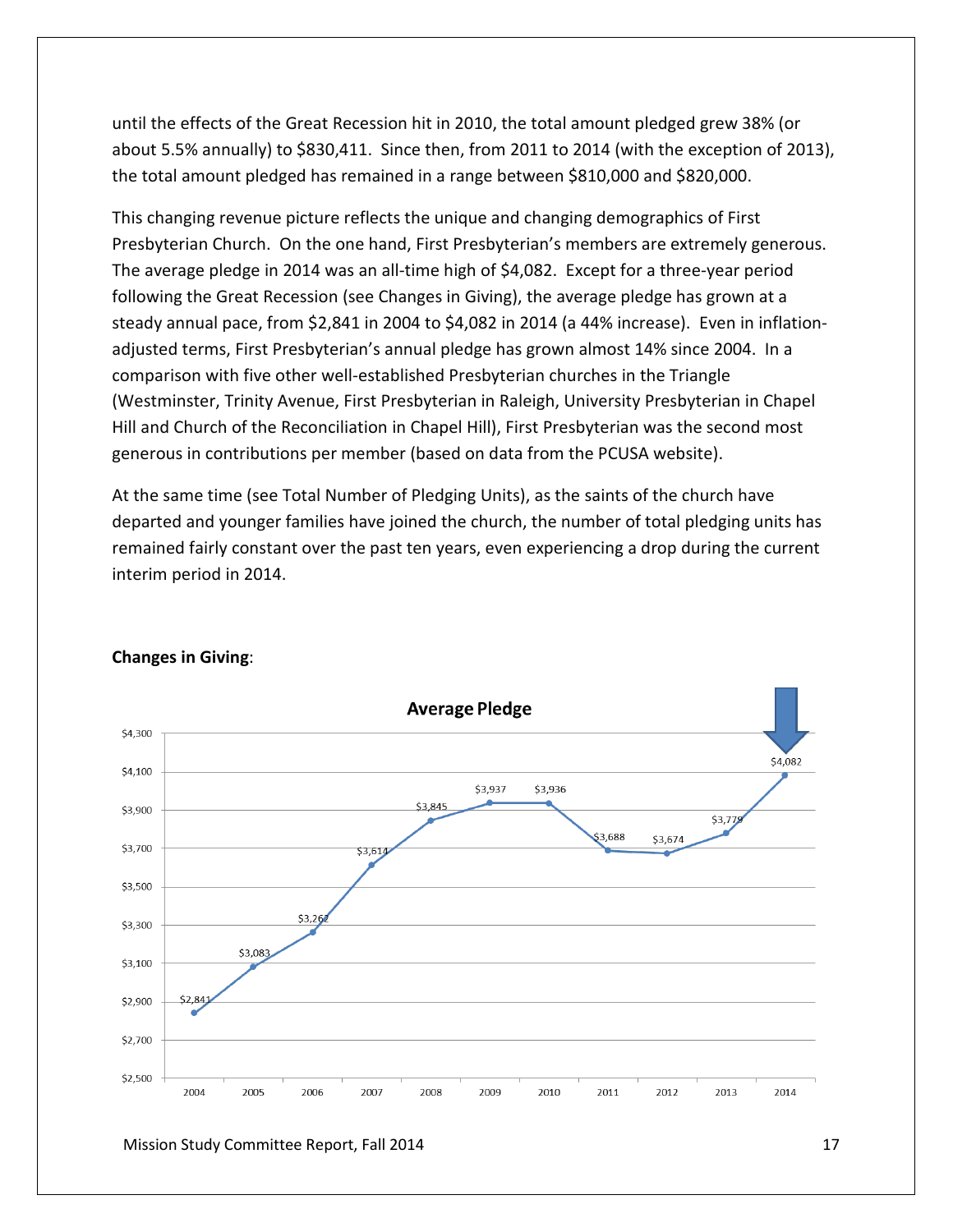until the effects of the Great Recession hit in 2010, the total amount pledged grew 38% (or about 5.5% annually) to $830,411. Since then, from 2011 to 2014 (with the exception of 2013), the total amount pledged has remained in a range between $810,000 and $820,000.

This changing revenue picture reflects the unique and changing demographics of First Presbyterian Church. On the one hand, First Presbyterian's members are extremely generous. The average pledge in 2014 was an all-time high of $4,082. Except for a three-year period following the Great Recession (see Changes in Giving), the average pledge has grown at a steady annual pace, from $2,841 in 2004 to $4,082 in 2014 (a 44% increase). Even in inflation-adjusted terms, First Presbyterian's annual pledge has grown almost 14% since 2004. In a comparison with five other well-established Presbyterian churches in the Triangle (Westminster, Trinity Avenue, First Presbyterian in Raleigh, University Presbyterian in Chapel Hill and Church of the Reconciliation in Chapel Hill), First Presbyterian was the second most generous in contributions per member (based on data from the PCUSA website).

At the same time (see Total Number of Pledging Units), as the saints of the church have departed and younger families have joined the church, the number of total pledging units has remained fairly constant over the past ten years, even experiencing a drop during the current interim period in 2014.

**Changes in Giving**:

**Average Pledge**

| Year | Average Pledge |
|---|---|
| 2004 | $2,841 |
| 2005 | $3,083 |
| 2006 | $3,262 |
| 2007 | $3,614 |
| 2008 | $3,845 |
| 2009 | $3,937 |
| 2010 | $3,936 |
| 2011 | $3,688 |
| 2012 | $3,674 |
| 2013 | $3,779 |
| 2014 | $4,082 |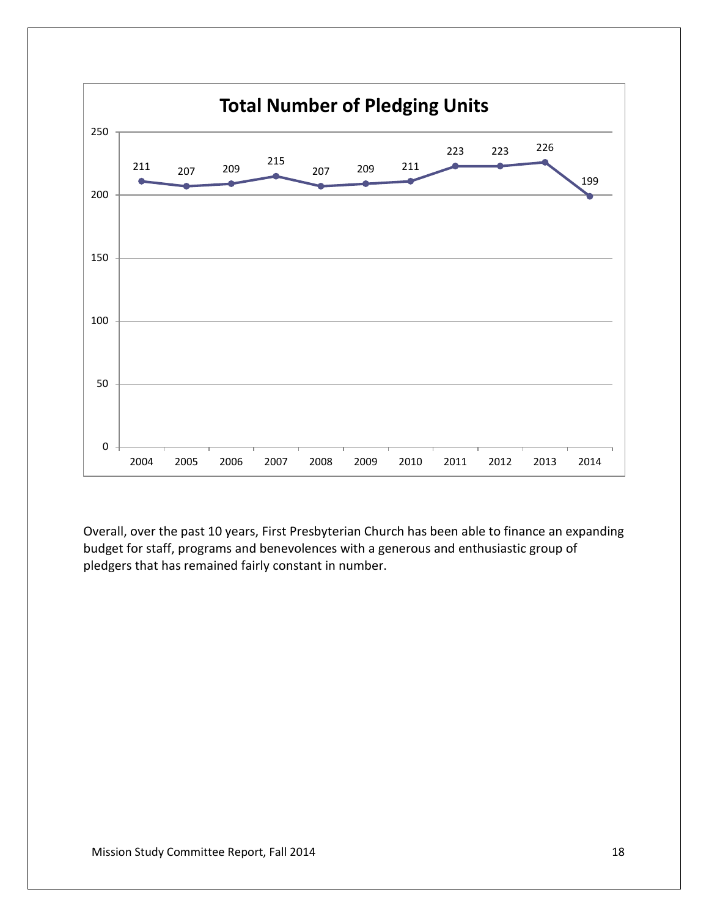**Total Number of Pledging Units**

| Year | 2004 | 2005 | 2006 | 2007 | 2008 | 2009 | 2010 | 2011 | 2012 | 2013 | 2014 |
|---|---|---|---|---|---|---|---|---|---|---|---|
| Pledging Units | 211 | 207 | 209 | 215 | 207 | 209 | 211 | 223 | 223 | 226 | 199 |

Overall, over the past 10 years, First Presbyterian Church has been able to finance an expanding budget for staff, programs and benevolences with a generous and enthusiastic group of pledgers that has remained fairly constant in number.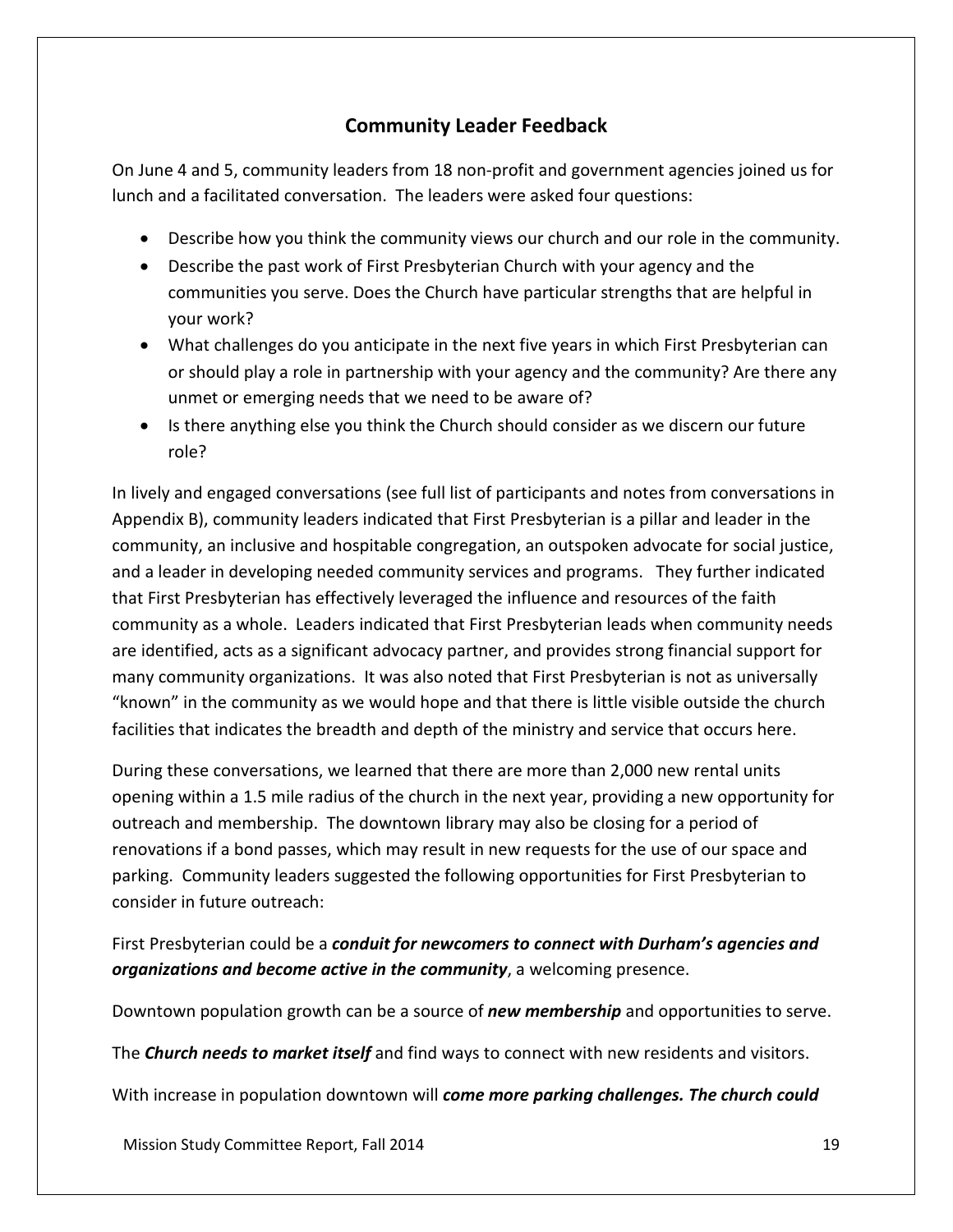## Community Leader Feedback

On June 4 and 5, community leaders from 18 non-profit and government agencies joined us for lunch and a facilitated conversation. The leaders were asked four questions:

- Describe how you think the community views our church and our role in the community.
- Describe the past work of First Presbyterian Church with your agency and the communities you serve. Does the Church have particular strengths that are helpful in your work?
- What challenges do you anticipate in the next five years in which First Presbyterian can or should play a role in partnership with your agency and the community? Are there any unmet or emerging needs that we need to be aware of?
- Is there anything else you think the Church should consider as we discern our future role?

In lively and engaged conversations (see full list of participants and notes from conversations in Appendix B), community leaders indicated that First Presbyterian is a pillar and leader in the community, an inclusive and hospitable congregation, an outspoken advocate for social justice, and a leader in developing needed community services and programs. They further indicated that First Presbyterian has effectively leveraged the influence and resources of the faith community as a whole. Leaders indicated that First Presbyterian leads when community needs are identified, acts as a significant advocacy partner, and provides strong financial support for many community organizations. It was also noted that First Presbyterian is not as universally "known" in the community as we would hope and that there is little visible outside the church facilities that indicates the breadth and depth of the ministry and service that occurs here.

During these conversations, we learned that there are more than 2,000 new rental units opening within a 1.5 mile radius of the church in the next year, providing a new opportunity for outreach and membership. The downtown library may also be closing for a period of renovations if a bond passes, which may result in new requests for the use of our space and parking. Community leaders suggested the following opportunities for First Presbyterian to consider in future outreach:

First Presbyterian could be a ***conduit for newcomers to connect with Durham's agencies and organizations and become active in the community***, a welcoming presence.

Downtown population growth can be a source of ***new membership*** and opportunities to serve.

The ***Church needs to market itself*** and find ways to connect with new residents and visitors.

With increase in population downtown will ***come more parking challenges. The church could***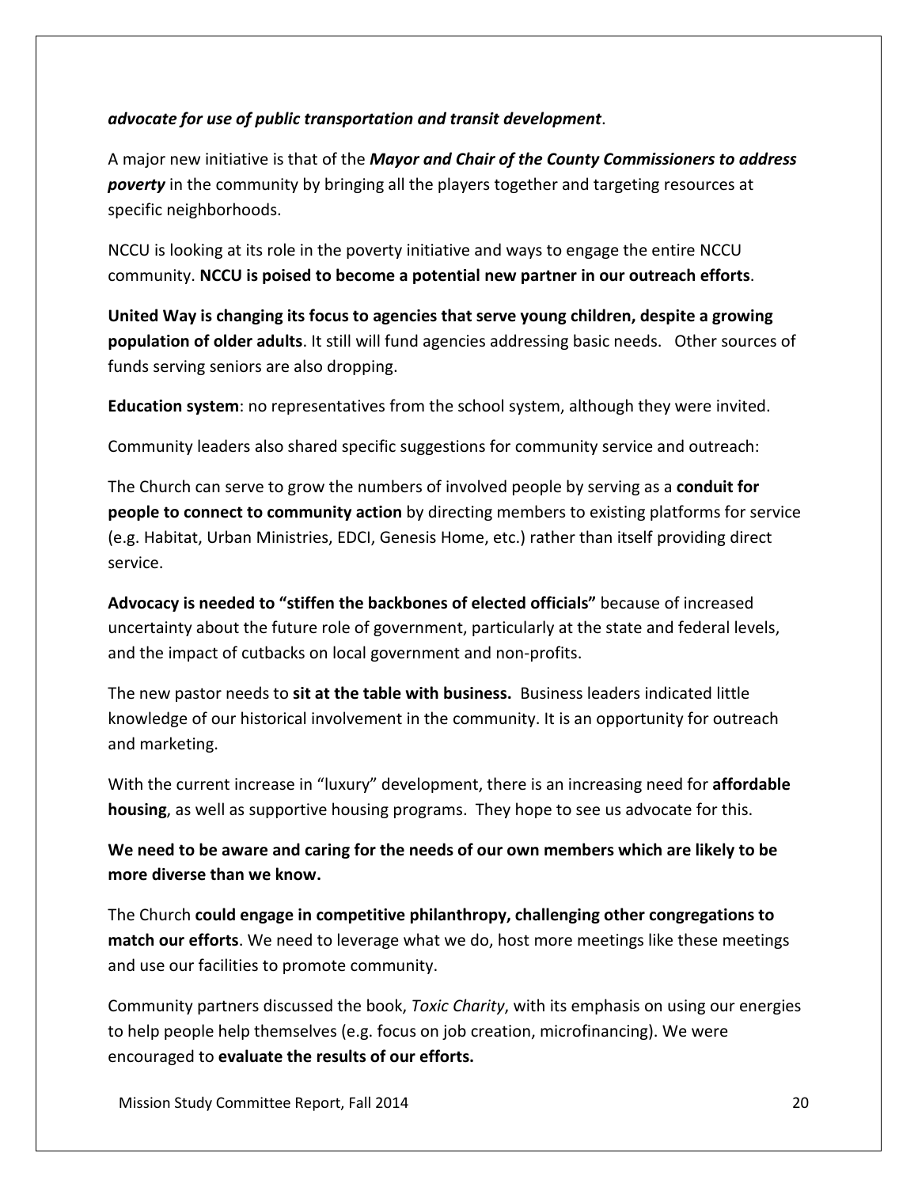***advocate for use of public transportation and transit development***.

A major new initiative is that of the ***Mayor and Chair of the County Commissioners to address poverty*** in the community by bringing all the players together and targeting resources at specific neighborhoods.

NCCU is looking at its role in the poverty initiative and ways to engage the entire NCCU community. **NCCU is poised to become a potential new partner in our outreach efforts**.

**United Way is changing its focus to agencies that serve young children, despite a growing population of older adults**. It still will fund agencies addressing basic needs. Other sources of funds serving seniors are also dropping.

**Education system**: no representatives from the school system, although they were invited.

Community leaders also shared specific suggestions for community service and outreach:

The Church can serve to grow the numbers of involved people by serving as a **conduit for people to connect to community action** by directing members to existing platforms for service (e.g. Habitat, Urban Ministries, EDCI, Genesis Home, etc.) rather than itself providing direct service.

**Advocacy is needed to "stiffen the backbones of elected officials"** because of increased uncertainty about the future role of government, particularly at the state and federal levels, and the impact of cutbacks on local government and non-profits.

The new pastor needs to **sit at the table with business.** Business leaders indicated little knowledge of our historical involvement in the community. It is an opportunity for outreach and marketing.

With the current increase in "luxury" development, there is an increasing need for **affordable housing**, as well as supportive housing programs. They hope to see us advocate for this.

**We need to be aware and caring for the needs of our own members which are likely to be more diverse than we know.**

The Church **could engage in competitive philanthropy, challenging other congregations to match our efforts**. We need to leverage what we do, host more meetings like these meetings and use our facilities to promote community.

Community partners discussed the book, *Toxic Charity*, with its emphasis on using our energies to help people help themselves (e.g. focus on job creation, microfinancing). We were encouraged to **evaluate the results of our efforts.**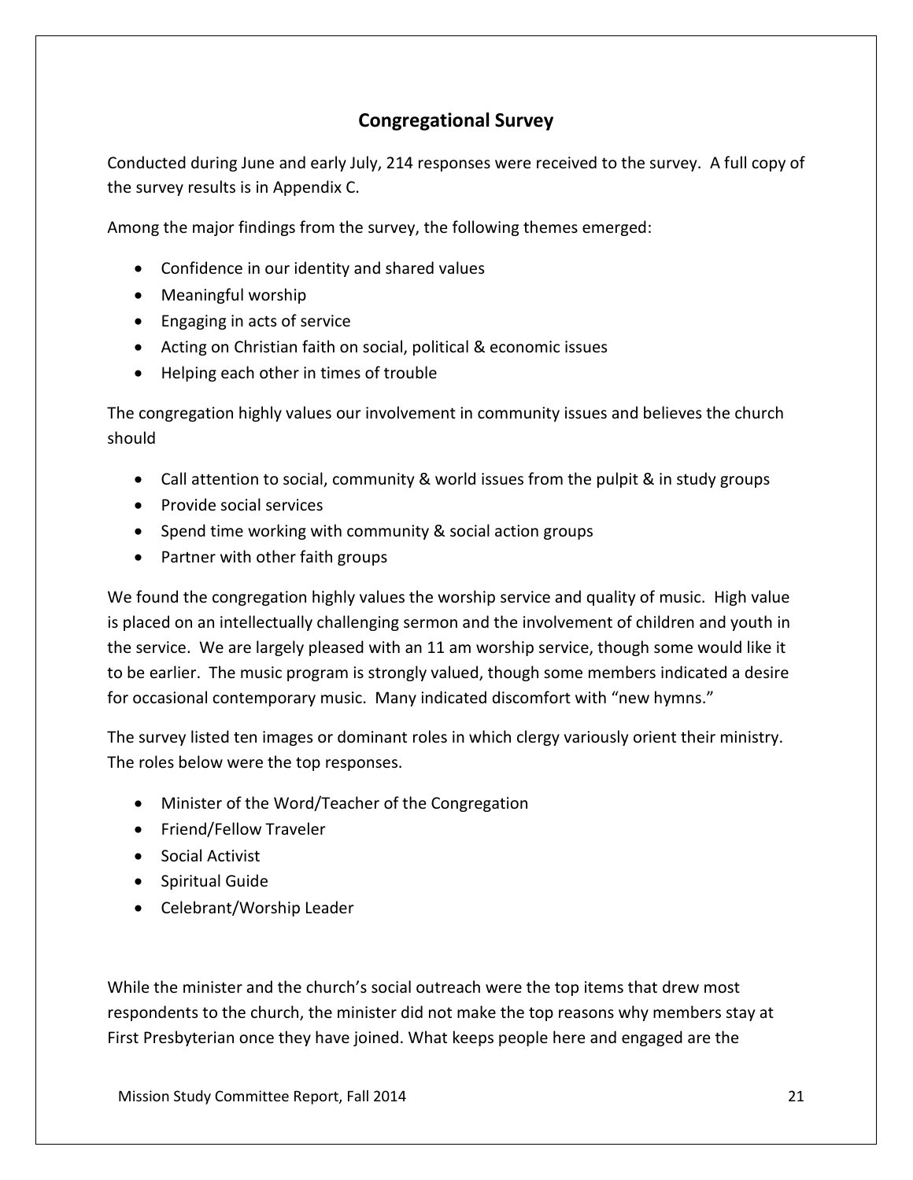## Congregational Survey

Conducted during June and early July, 214 responses were received to the survey. A full copy of the survey results is in Appendix C.

Among the major findings from the survey, the following themes emerged:

- Confidence in our identity and shared values
- Meaningful worship
- Engaging in acts of service
- Acting on Christian faith on social, political & economic issues
- Helping each other in times of trouble

The congregation highly values our involvement in community issues and believes the church should

- Call attention to social, community & world issues from the pulpit & in study groups
- Provide social services
- Spend time working with community & social action groups
- Partner with other faith groups

We found the congregation highly values the worship service and quality of music. High value is placed on an intellectually challenging sermon and the involvement of children and youth in the service. We are largely pleased with an 11 am worship service, though some would like it to be earlier. The music program is strongly valued, though some members indicated a desire for occasional contemporary music. Many indicated discomfort with "new hymns."

The survey listed ten images or dominant roles in which clergy variously orient their ministry. The roles below were the top responses.

- Minister of the Word/Teacher of the Congregation
- Friend/Fellow Traveler
- Social Activist
- Spiritual Guide
- Celebrant/Worship Leader

While the minister and the church's social outreach were the top items that drew most respondents to the church, the minister did not make the top reasons why members stay at First Presbyterian once they have joined. What keeps people here and engaged are the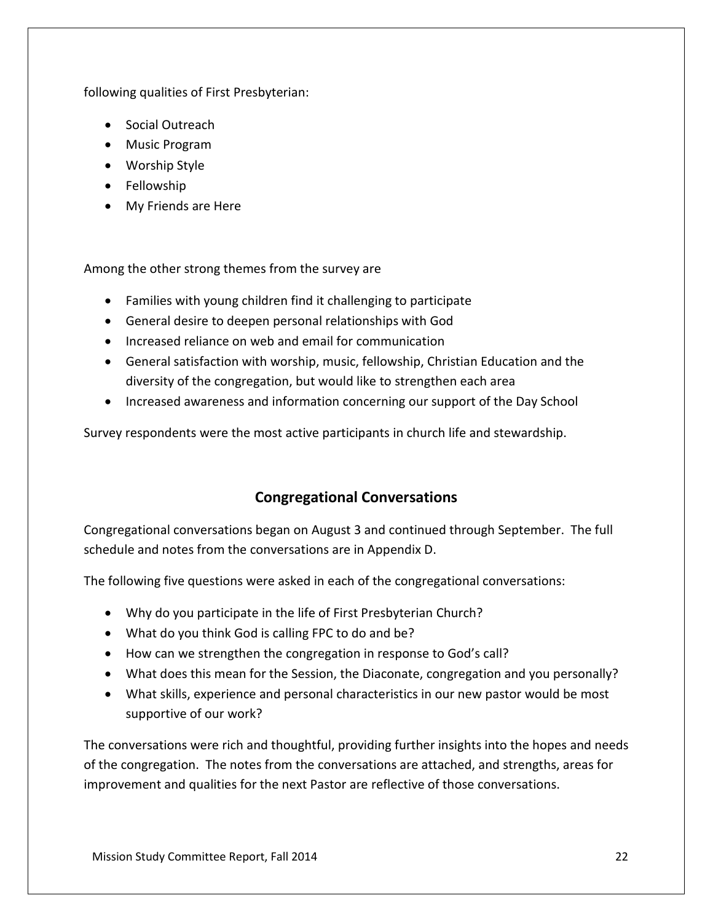following qualities of First Presbyterian:

- Social Outreach
- Music Program
- Worship Style
- Fellowship
- My Friends are Here

Among the other strong themes from the survey are

- Families with young children find it challenging to participate
- General desire to deepen personal relationships with God
- Increased reliance on web and email for communication
- General satisfaction with worship, music, fellowship, Christian Education and the diversity of the congregation, but would like to strengthen each area
- Increased awareness and information concerning our support of the Day School

Survey respondents were the most active participants in church life and stewardship.

## Congregational Conversations

Congregational conversations began on August 3 and continued through September. The full schedule and notes from the conversations are in Appendix D.

The following five questions were asked in each of the congregational conversations:

- Why do you participate in the life of First Presbyterian Church?
- What do you think God is calling FPC to do and be?
- How can we strengthen the congregation in response to God's call?
- What does this mean for the Session, the Diaconate, congregation and you personally?
- What skills, experience and personal characteristics in our new pastor would be most supportive of our work?

The conversations were rich and thoughtful, providing further insights into the hopes and needs of the congregation. The notes from the conversations are attached, and strengths, areas for improvement and qualities for the next Pastor are reflective of those conversations.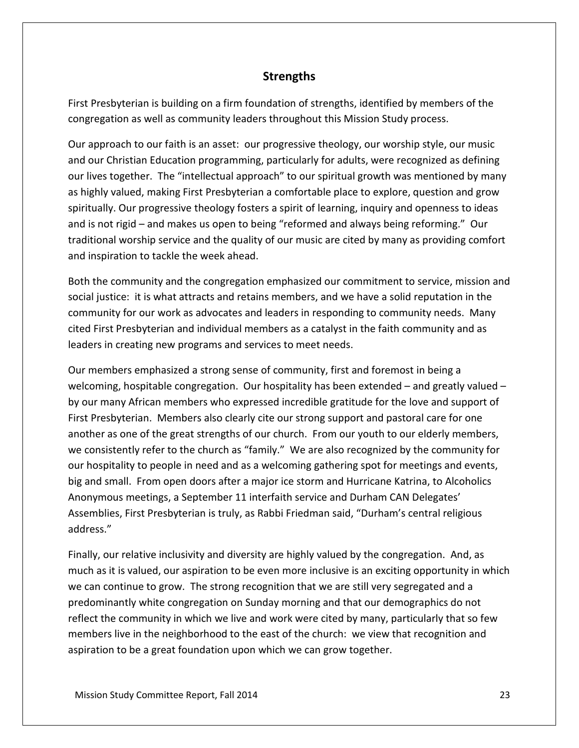## Strengths

First Presbyterian is building on a firm foundation of strengths, identified by members of the congregation as well as community leaders throughout this Mission Study process.

Our approach to our faith is an asset: our progressive theology, our worship style, our music and our Christian Education programming, particularly for adults, were recognized as defining our lives together. The "intellectual approach" to our spiritual growth was mentioned by many as highly valued, making First Presbyterian a comfortable place to explore, question and grow spiritually. Our progressive theology fosters a spirit of learning, inquiry and openness to ideas and is not rigid – and makes us open to being "reformed and always being reforming." Our traditional worship service and the quality of our music are cited by many as providing comfort and inspiration to tackle the week ahead.

Both the community and the congregation emphasized our commitment to service, mission and social justice: it is what attracts and retains members, and we have a solid reputation in the community for our work as advocates and leaders in responding to community needs. Many cited First Presbyterian and individual members as a catalyst in the faith community and as leaders in creating new programs and services to meet needs.

Our members emphasized a strong sense of community, first and foremost in being a welcoming, hospitable congregation. Our hospitality has been extended – and greatly valued – by our many African members who expressed incredible gratitude for the love and support of First Presbyterian. Members also clearly cite our strong support and pastoral care for one another as one of the great strengths of our church. From our youth to our elderly members, we consistently refer to the church as "family." We are also recognized by the community for our hospitality to people in need and as a welcoming gathering spot for meetings and events, big and small. From open doors after a major ice storm and Hurricane Katrina, to Alcoholics Anonymous meetings, a September 11 interfaith service and Durham CAN Delegates' Assemblies, First Presbyterian is truly, as Rabbi Friedman said, "Durham's central religious address."

Finally, our relative inclusivity and diversity are highly valued by the congregation. And, as much as it is valued, our aspiration to be even more inclusive is an exciting opportunity in which we can continue to grow. The strong recognition that we are still very segregated and a predominantly white congregation on Sunday morning and that our demographics do not reflect the community in which we live and work were cited by many, particularly that so few members live in the neighborhood to the east of the church: we view that recognition and aspiration to be a great foundation upon which we can grow together.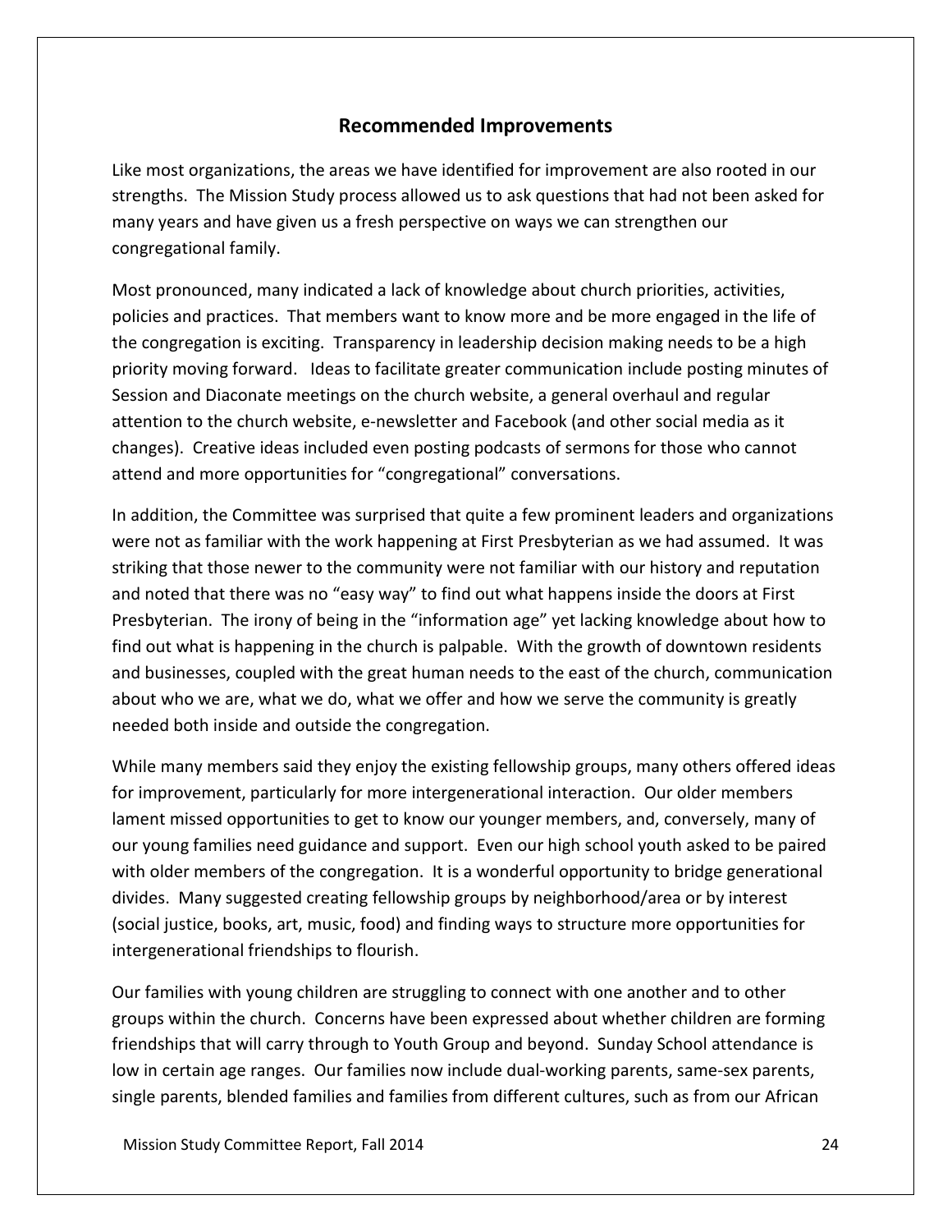## Recommended Improvements

Like most organizations, the areas we have identified for improvement are also rooted in our strengths. The Mission Study process allowed us to ask questions that had not been asked for many years and have given us a fresh perspective on ways we can strengthen our congregational family.

Most pronounced, many indicated a lack of knowledge about church priorities, activities, policies and practices. That members want to know more and be more engaged in the life of the congregation is exciting. Transparency in leadership decision making needs to be a high priority moving forward. Ideas to facilitate greater communication include posting minutes of Session and Diaconate meetings on the church website, a general overhaul and regular attention to the church website, e-newsletter and Facebook (and other social media as it changes). Creative ideas included even posting podcasts of sermons for those who cannot attend and more opportunities for "congregational" conversations.

In addition, the Committee was surprised that quite a few prominent leaders and organizations were not as familiar with the work happening at First Presbyterian as we had assumed. It was striking that those newer to the community were not familiar with our history and reputation and noted that there was no "easy way" to find out what happens inside the doors at First Presbyterian. The irony of being in the "information age" yet lacking knowledge about how to find out what is happening in the church is palpable. With the growth of downtown residents and businesses, coupled with the great human needs to the east of the church, communication about who we are, what we do, what we offer and how we serve the community is greatly needed both inside and outside the congregation.

While many members said they enjoy the existing fellowship groups, many others offered ideas for improvement, particularly for more intergenerational interaction. Our older members lament missed opportunities to get to know our younger members, and, conversely, many of our young families need guidance and support. Even our high school youth asked to be paired with older members of the congregation. It is a wonderful opportunity to bridge generational divides. Many suggested creating fellowship groups by neighborhood/area or by interest (social justice, books, art, music, food) and finding ways to structure more opportunities for intergenerational friendships to flourish.

Our families with young children are struggling to connect with one another and to other groups within the church. Concerns have been expressed about whether children are forming friendships that will carry through to Youth Group and beyond. Sunday School attendance is low in certain age ranges. Our families now include dual-working parents, same-sex parents, single parents, blended families and families from different cultures, such as from our African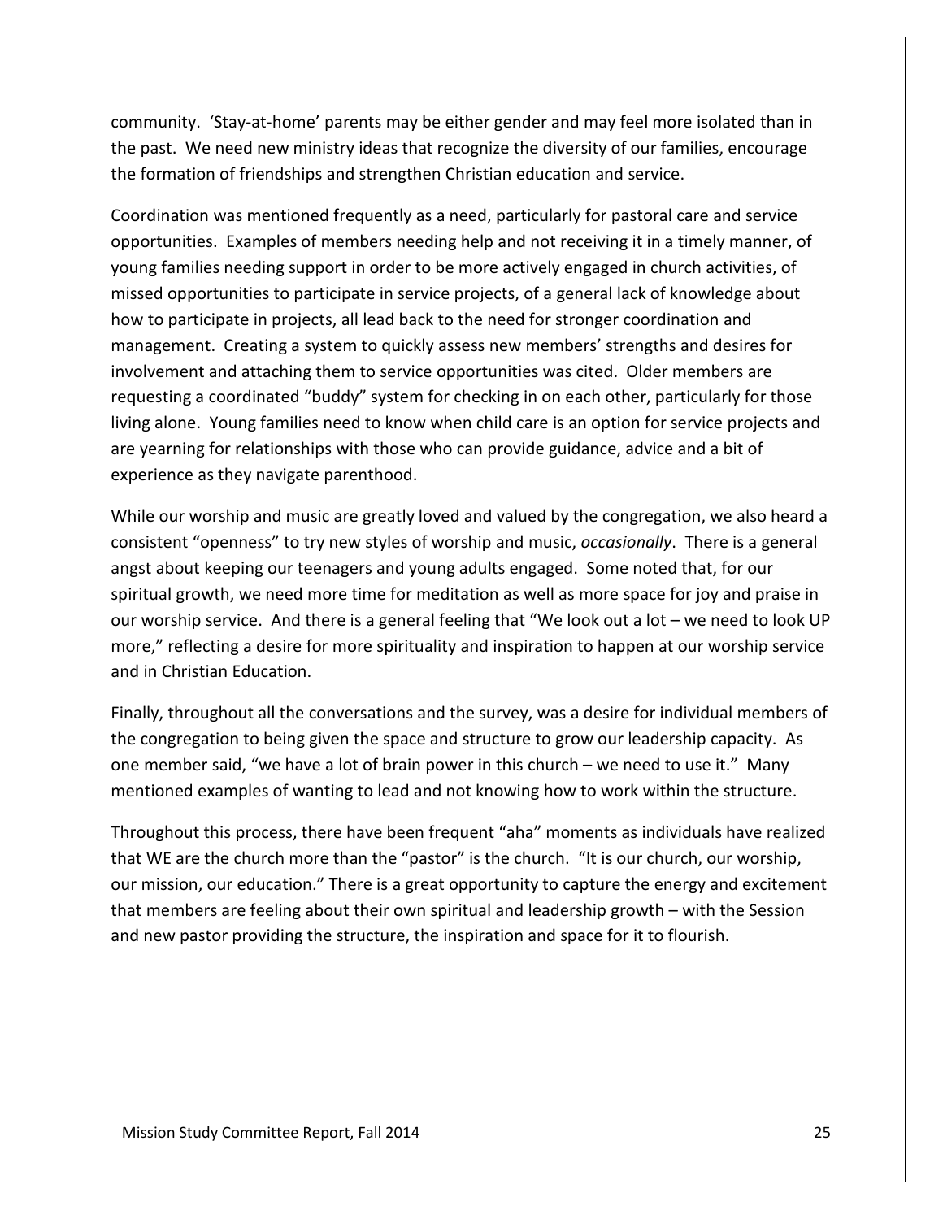community. 'Stay-at-home' parents may be either gender and may feel more isolated than in the past. We need new ministry ideas that recognize the diversity of our families, encourage the formation of friendships and strengthen Christian education and service.

Coordination was mentioned frequently as a need, particularly for pastoral care and service opportunities. Examples of members needing help and not receiving it in a timely manner, of young families needing support in order to be more actively engaged in church activities, of missed opportunities to participate in service projects, of a general lack of knowledge about how to participate in projects, all lead back to the need for stronger coordination and management. Creating a system to quickly assess new members' strengths and desires for involvement and attaching them to service opportunities was cited. Older members are requesting a coordinated "buddy" system for checking in on each other, particularly for those living alone. Young families need to know when child care is an option for service projects and are yearning for relationships with those who can provide guidance, advice and a bit of experience as they navigate parenthood.

While our worship and music are greatly loved and valued by the congregation, we also heard a consistent "openness" to try new styles of worship and music, *occasionally*. There is a general angst about keeping our teenagers and young adults engaged. Some noted that, for our spiritual growth, we need more time for meditation as well as more space for joy and praise in our worship service. And there is a general feeling that "We look out a lot – we need to look UP more," reflecting a desire for more spirituality and inspiration to happen at our worship service and in Christian Education.

Finally, throughout all the conversations and the survey, was a desire for individual members of the congregation to being given the space and structure to grow our leadership capacity. As one member said, "we have a lot of brain power in this church – we need to use it." Many mentioned examples of wanting to lead and not knowing how to work within the structure.

Throughout this process, there have been frequent "aha" moments as individuals have realized that WE are the church more than the "pastor" is the church. "It is our church, our worship, our mission, our education." There is a great opportunity to capture the energy and excitement that members are feeling about their own spiritual and leadership growth – with the Session and new pastor providing the structure, the inspiration and space for it to flourish.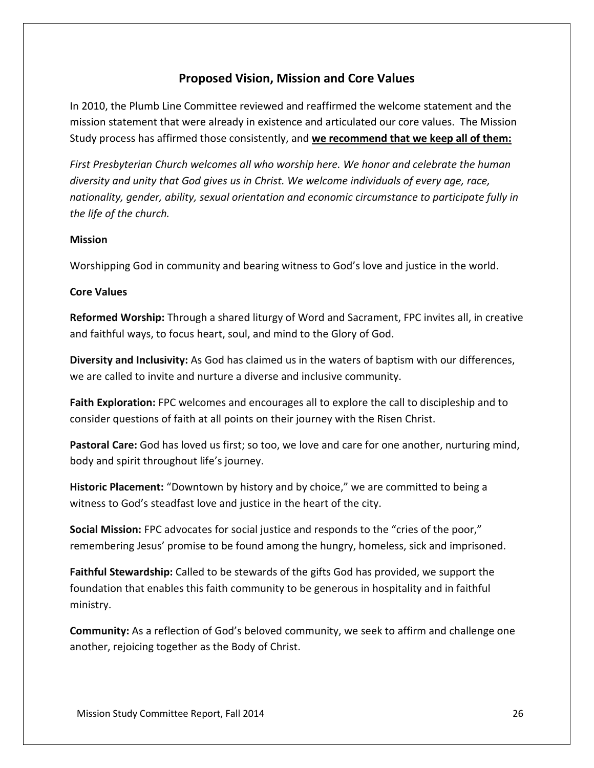## Proposed Vision, Mission and Core Values

In 2010, the Plumb Line Committee reviewed and reaffirmed the welcome statement and the mission statement that were already in existence and articulated our core values. The Mission Study process has affirmed those consistently, and **<u>we recommend that we keep all of them:</u>**

*First Presbyterian Church welcomes all who worship here. We honor and celebrate the human diversity and unity that God gives us in Christ. We welcome individuals of every age, race, nationality, gender, ability, sexual orientation and economic circumstance to participate fully in the life of the church.*

**Mission**

Worshipping God in community and bearing witness to God's love and justice in the world.

**Core Values**

**Reformed Worship:** Through a shared liturgy of Word and Sacrament, FPC invites all, in creative and faithful ways, to focus heart, soul, and mind to the Glory of God.

**Diversity and Inclusivity:** As God has claimed us in the waters of baptism with our differences, we are called to invite and nurture a diverse and inclusive community.

**Faith Exploration:** FPC welcomes and encourages all to explore the call to discipleship and to consider questions of faith at all points on their journey with the Risen Christ.

**Pastoral Care:** God has loved us first; so too, we love and care for one another, nurturing mind, body and spirit throughout life's journey.

**Historic Placement:** "Downtown by history and by choice," we are committed to being a witness to God's steadfast love and justice in the heart of the city.

**Social Mission:** FPC advocates for social justice and responds to the "cries of the poor," remembering Jesus' promise to be found among the hungry, homeless, sick and imprisoned.

**Faithful Stewardship:** Called to be stewards of the gifts God has provided, we support the foundation that enables this faith community to be generous in hospitality and in faithful ministry.

**Community:** As a reflection of God's beloved community, we seek to affirm and challenge one another, rejoicing together as the Body of Christ.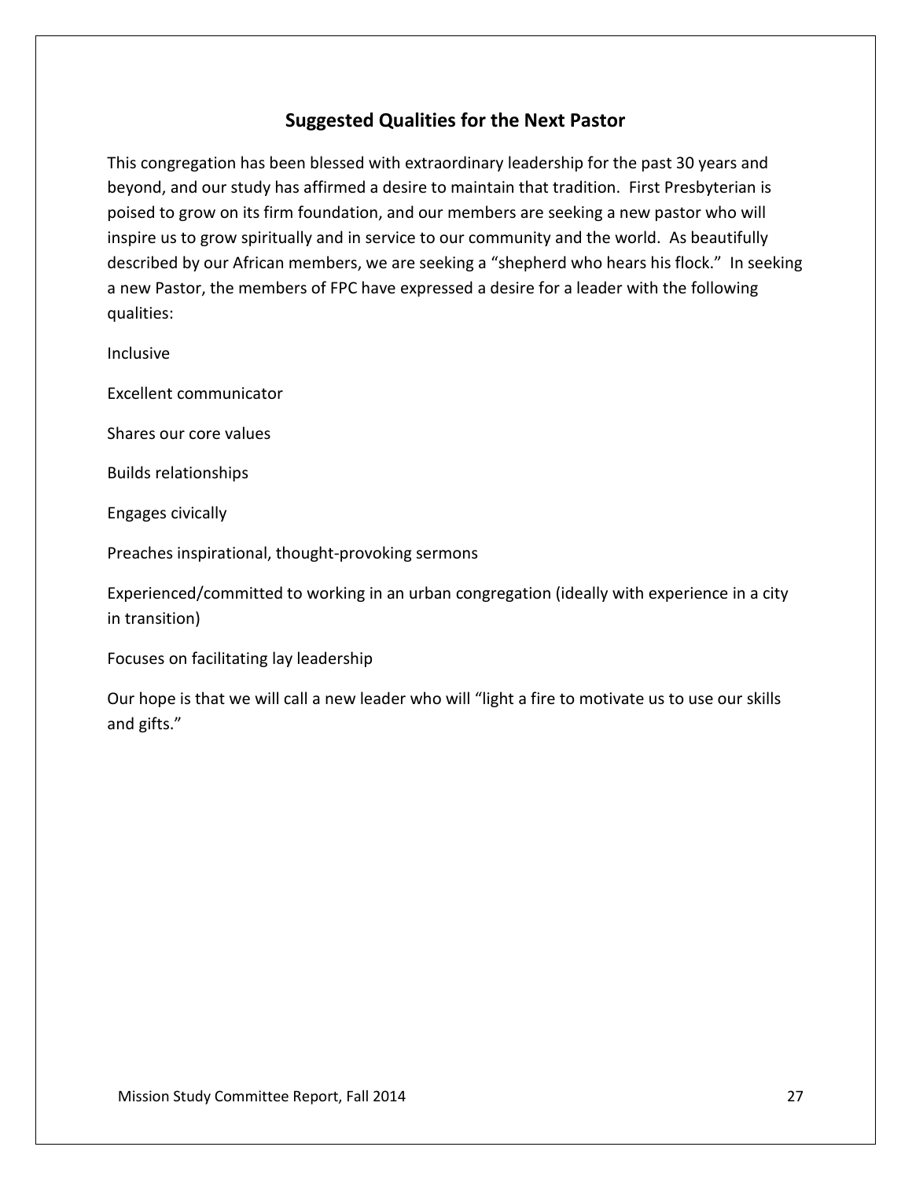## Suggested Qualities for the Next Pastor

This congregation has been blessed with extraordinary leadership for the past 30 years and beyond, and our study has affirmed a desire to maintain that tradition. First Presbyterian is poised to grow on its firm foundation, and our members are seeking a new pastor who will inspire us to grow spiritually and in service to our community and the world. As beautifully described by our African members, we are seeking a "shepherd who hears his flock." In seeking a new Pastor, the members of FPC have expressed a desire for a leader with the following qualities:

Inclusive

Excellent communicator

Shares our core values

Builds relationships

Engages civically

Preaches inspirational, thought-provoking sermons

Experienced/committed to working in an urban congregation (ideally with experience in a city in transition)

Focuses on facilitating lay leadership

Our hope is that we will call a new leader who will "light a fire to motivate us to use our skills and gifts."